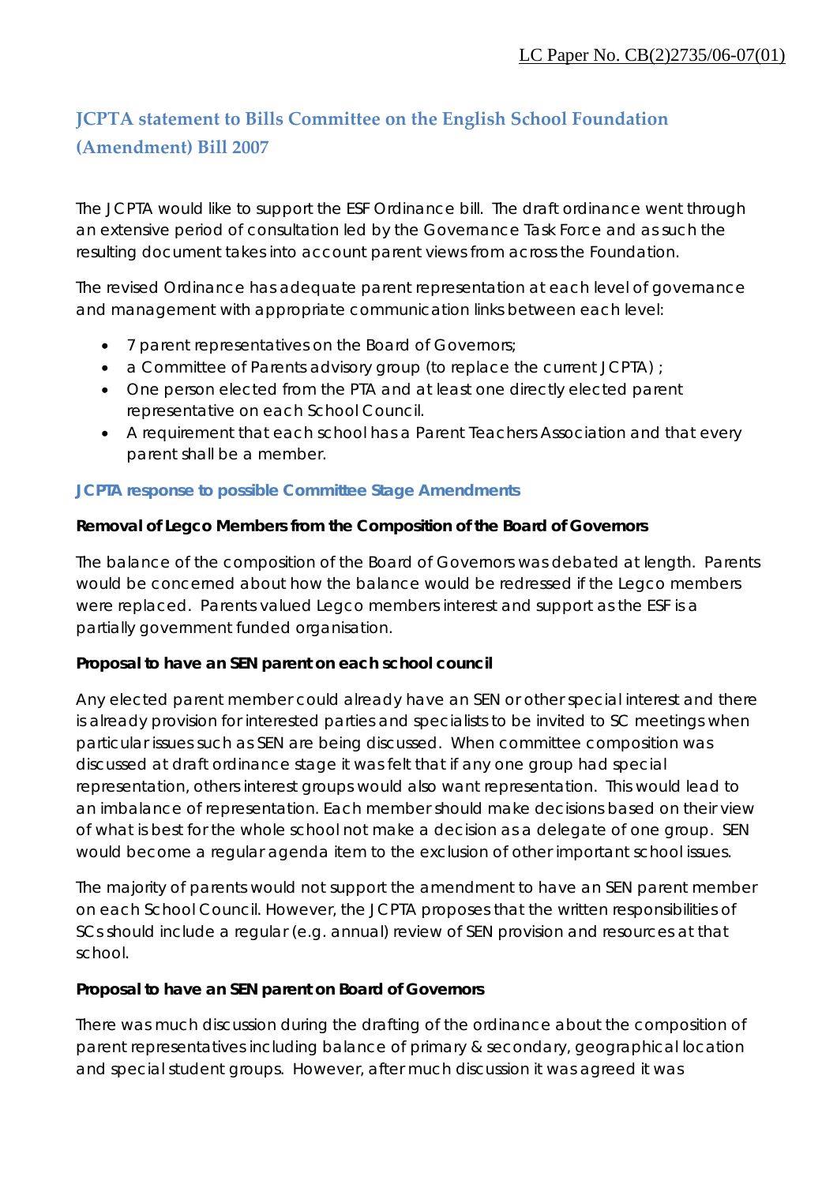LC Paper No. CB(2)2735/06-07(01)

# JCPTA statement to Bills Committee on the English School Foundation (Amendment) Bill 2007

The JCPTA would like to support the ESF Ordinance bill. The draft ordinance went through an extensive period of consultation led by the Governance Task Force and as such the resulting document takes into account parent views from across the Foundation.

The revised Ordinance has adequate parent representation at each level of governance and management with appropriate communication links between each level:

- 7 parent representatives on the Board of Governors;
- a Committee of Parents advisory group (to replace the current JCPTA) ;
- One person elected from the PTA and at least one directly elected parent representative on each School Council.
- A requirement that each school has a Parent Teachers Association and that every parent shall be a member.

## JCPTA response to possible Committee Stage Amendments

**Removal of Legco Members from the Composition of the Board of Governors**

The balance of the composition of the Board of Governors was debated at length. Parents would be concerned about how the balance would be redressed if the Legco members were replaced. Parents valued Legco members interest and support as the ESF is a partially government funded organisation.

**Proposal to have an SEN parent on each school council**

Any elected parent member could already have an SEN or other special interest and there is already provision for interested parties and specialists to be invited to SC meetings when particular issues such as SEN are being discussed. When committee composition was discussed at draft ordinance stage it was felt that if any one group had special representation, others interest groups would also want representation. This would lead to an imbalance of representation. Each member should make decisions based on their view of what is best for the whole school not make a decision as a delegate of one group. SEN would become a regular agenda item to the exclusion of other important school issues.

The majority of parents would not support the amendment to have an SEN parent member on each School Council. However, the JCPTA proposes that the written responsibilities of SCs should include a regular (e.g. annual) review of SEN provision and resources at that school.

**Proposal to have an SEN parent on Board of Governors**

There was much discussion during the drafting of the ordinance about the composition of parent representatives including balance of primary & secondary, geographical location and special student groups. However, after much discussion it was agreed it was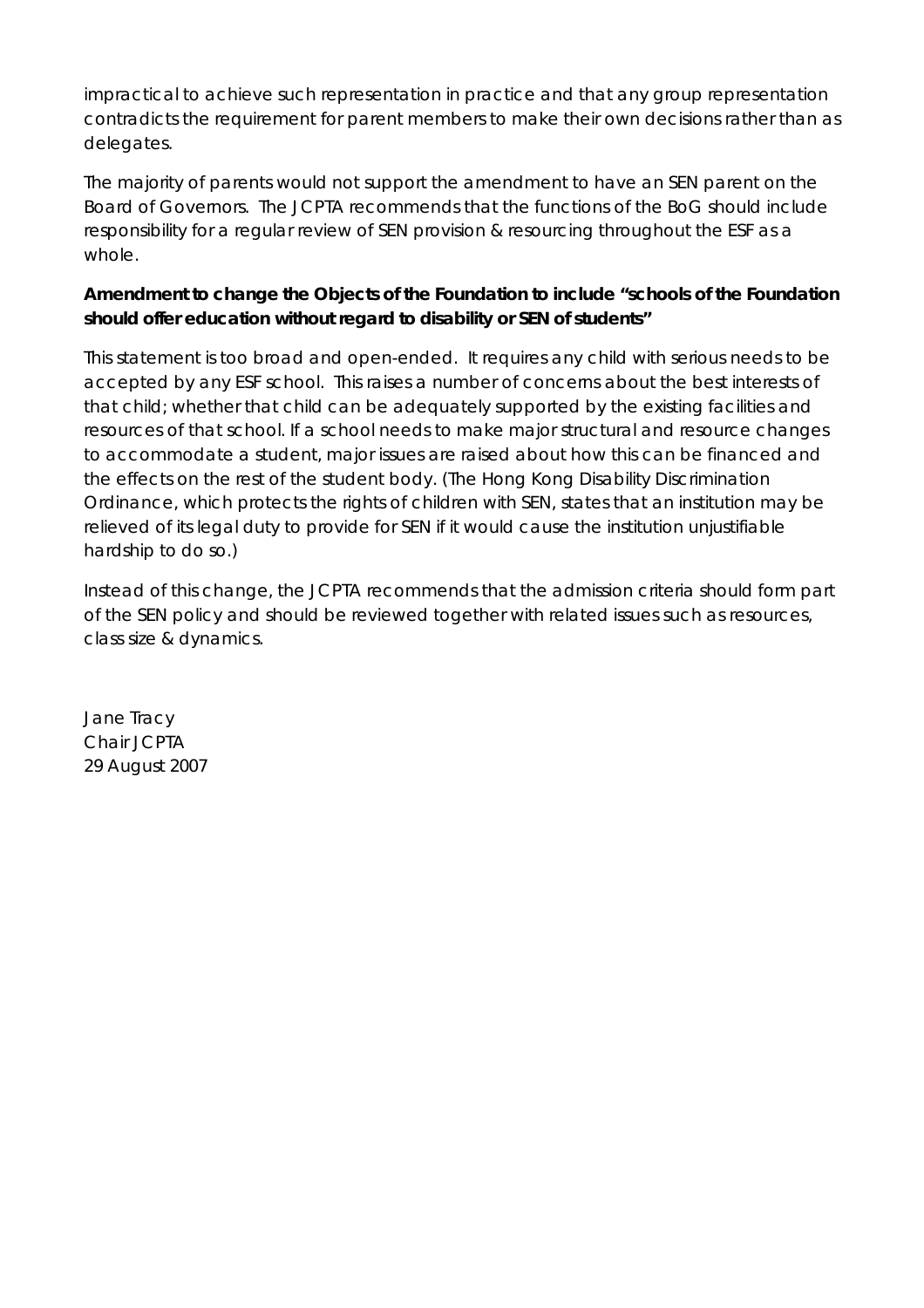impractical to achieve such representation in practice and that any group representation contradicts the requirement for parent members to make their own decisions rather than as delegates.

The majority of parents would not support the amendment to have an SEN parent on the Board of Governors. The JCPTA recommends that the functions of the BoG should include responsibility for a regular review of SEN provision & resourcing throughout the ESF as a whole.

**Amendment to change the Objects of the Foundation to include "schools of the Foundation should offer education without regard to disability or SEN of students"**

This statement is too broad and open-ended. It requires any child with serious needs to be accepted by any ESF school. This raises a number of concerns about the best interests of that child; whether that child can be adequately supported by the existing facilities and resources of that school. If a school needs to make major structural and resource changes to accommodate a student, major issues are raised about how this can be financed and the effects on the rest of the student body. (The Hong Kong Disability Discrimination Ordinance, which protects the rights of children with SEN, states that an institution may be relieved of its legal duty to provide for SEN if it would cause the institution unjustifiable hardship to do so.)

Instead of this change, the JCPTA recommends that the admission criteria should form part of the SEN policy and should be reviewed together with related issues such as resources, class size & dynamics.

Jane Tracy
Chair JCPTA
29 August 2007